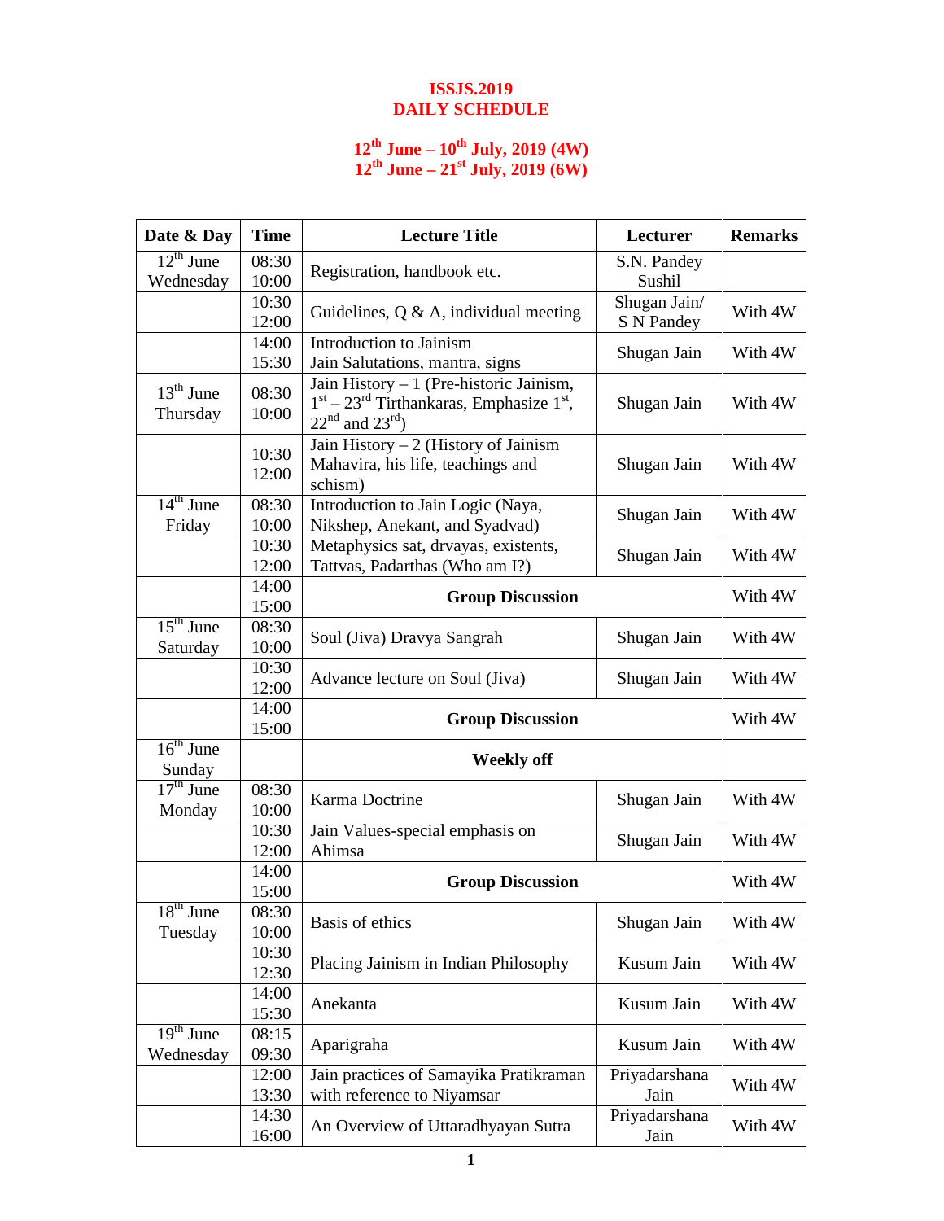# ISSJS.2019
# DAILY SCHEDULE

**12th June – 10th July, 2019 (4W)**
**12th June – 21st July, 2019 (6W)**

| Date & Day | Time | Lecture Title | Lecturer | Remarks |
|---|---|---|---|---|
| 12th June Wednesday | 08:30 10:00 | Registration, handbook etc. | S.N. Pandey Sushil | |
| | 10:30 12:00 | Guidelines, Q & A, individual meeting | Shugan Jain/ S N Pandey | With 4W |
| | 14:00 15:30 | Introduction to Jainism Jain Salutations, mantra, signs | Shugan Jain | With 4W |
| 13th June Thursday | 08:30 10:00 | Jain History – 1 (Pre-historic Jainism, 1st – 23rd Tirthankaras, Emphasize 1st, 22nd and 23rd) | Shugan Jain | With 4W |
| | 10:30 12:00 | Jain History – 2 (History of Jainism Mahavira, his life, teachings and schism) | Shugan Jain | With 4W |
| 14th June Friday | 08:30 10:00 | Introduction to Jain Logic (Naya, Nikshep, Anekant, and Syadvad) | Shugan Jain | With 4W |
| | 10:30 12:00 | Metaphysics sat, drvayas, existents, Tattvas, Padarthas (Who am I?) | Shugan Jain | With 4W |
| | 14:00 15:00 | **Group Discussion** | | With 4W |
| 15th June Saturday | 08:30 10:00 | Soul (Jiva) Dravya Sangrah | Shugan Jain | With 4W |
| | 10:30 12:00 | Advance lecture on Soul (Jiva) | Shugan Jain | With 4W |
| | 14:00 15:00 | **Group Discussion** | | With 4W |
| 16th June Sunday | | **Weekly off** | | |
| 17th June Monday | 08:30 10:00 | Karma Doctrine | Shugan Jain | With 4W |
| | 10:30 12:00 | Jain Values-special emphasis on Ahimsa | Shugan Jain | With 4W |
| | 14:00 15:00 | **Group Discussion** | | With 4W |
| 18th June Tuesday | 08:30 10:00 | Basis of ethics | Shugan Jain | With 4W |
| | 10:30 12:30 | Placing Jainism in Indian Philosophy | Kusum Jain | With 4W |
| | 14:00 15:30 | Anekanta | Kusum Jain | With 4W |
| 19th June Wednesday | 08:15 09:30 | Aparigraha | Kusum Jain | With 4W |
| | 12:00 13:30 | Jain practices of Samayika Pratikraman with reference to Niyamsar | Priyadarshana Jain | With 4W |
| | 14:30 16:00 | An Overview of Uttaradhyayan Sutra | Priyadarshana Jain | With 4W |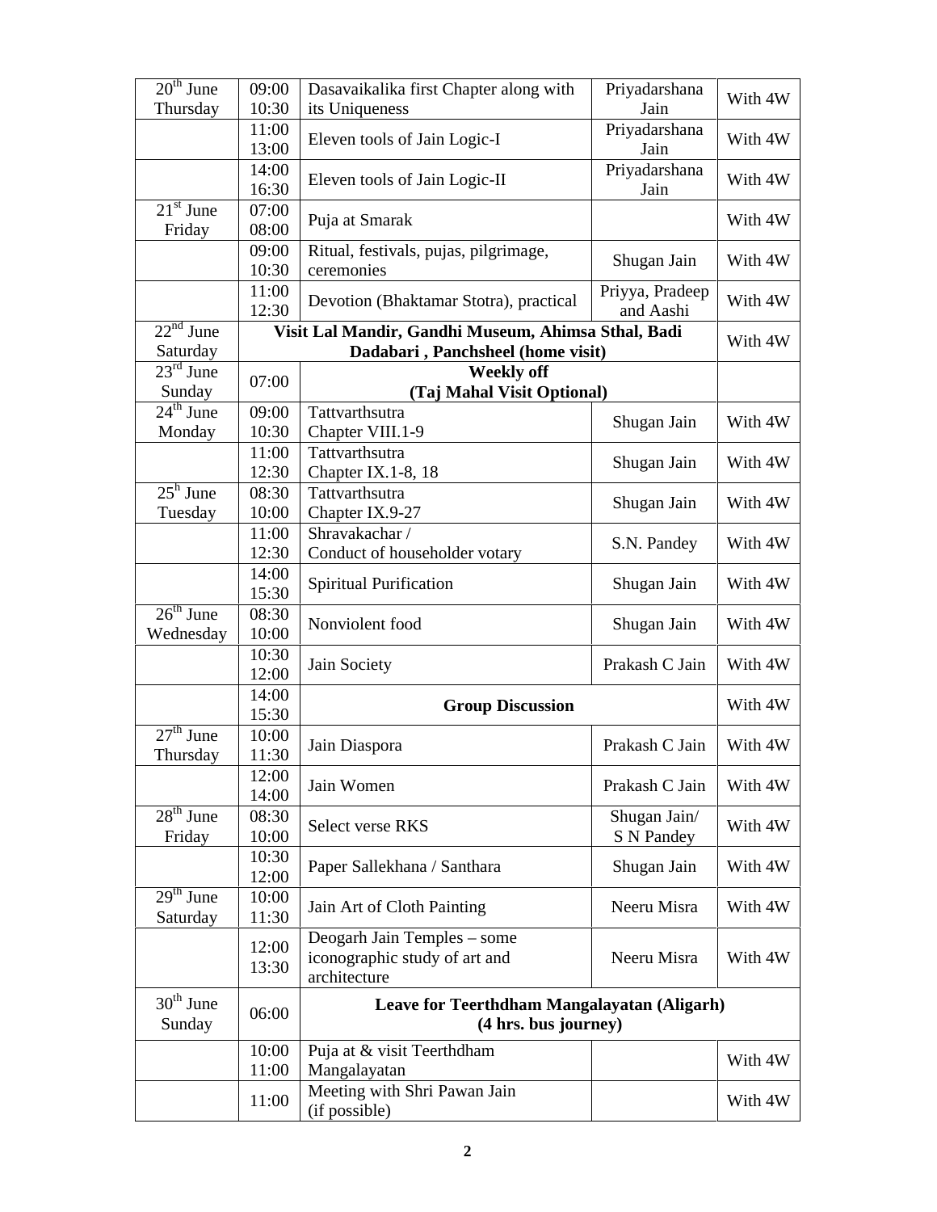| 20th June Thursday | 09:00 10:30 | Dasavaikalika first Chapter along with its Uniqueness | Priyadarshana Jain | With 4W |
|---|---|---|---|---|
| | 11:00 13:00 | Eleven tools of Jain Logic-I | Priyadarshana Jain | With 4W |
| | 14:00 16:30 | Eleven tools of Jain Logic-II | Priyadarshana Jain | With 4W |
| 21st June Friday | 07:00 08:00 | Puja at Smarak | | With 4W |
| | 09:00 10:30 | Ritual, festivals, pujas, pilgrimage, ceremonies | Shugan Jain | With 4W |
| | 11:00 12:30 | Devotion (Bhaktamar Stotra), practical | Priyya, Pradeep and Aashi | With 4W |
| 22nd June Saturday | **Visit Lal Mandir, Gandhi Museum, Ahimsa Sthal, Badi Dadabari , Panchsheel (home visit)** | | | With 4W |
| 23rd June Sunday | 07:00 | **Weekly off (Taj Mahal Visit Optional)** | | |
| 24th June Monday | 09:00 10:30 | Tattvarthsutra Chapter VIII.1-9 | Shugan Jain | With 4W |
| | 11:00 12:30 | Tattvarthsutra Chapter IX.1-8, 18 | Shugan Jain | With 4W |
| 25h June Tuesday | 08:30 10:00 | Tattvarthsutra Chapter IX.9-27 | Shugan Jain | With 4W |
| | 11:00 12:30 | Shravakachar / Conduct of householder votary | S.N. Pandey | With 4W |
| | 14:00 15:30 | Spiritual Purification | Shugan Jain | With 4W |
| 26th June Wednesday | 08:30 10:00 | Nonviolent food | Shugan Jain | With 4W |
| | 10:30 12:00 | Jain Society | Prakash C Jain | With 4W |
| | 14:00 15:30 | **Group Discussion** | | With 4W |
| 27th June Thursday | 10:00 11:30 | Jain Diaspora | Prakash C Jain | With 4W |
| | 12:00 14:00 | Jain Women | Prakash C Jain | With 4W |
| 28th June Friday | 08:30 10:00 | Select verse RKS | Shugan Jain/ S N Pandey | With 4W |
| | 10:30 12:00 | Paper Sallekhana / Santhara | Shugan Jain | With 4W |
| 29th June Saturday | 10:00 11:30 | Jain Art of Cloth Painting | Neeru Misra | With 4W |
| | 12:00 13:30 | Deogarh Jain Temples – some iconographic study of art and architecture | Neeru Misra | With 4W |
| 30th June Sunday | 06:00 | **Leave for Teerthdham Mangalayatan (Aligarh) (4 hrs. bus journey)** | | |
| | 10:00 11:00 | Puja at & visit Teerthdham Mangalayatan | | With 4W |
| | 11:00 | Meeting with Shri Pawan Jain (if possible) | | With 4W |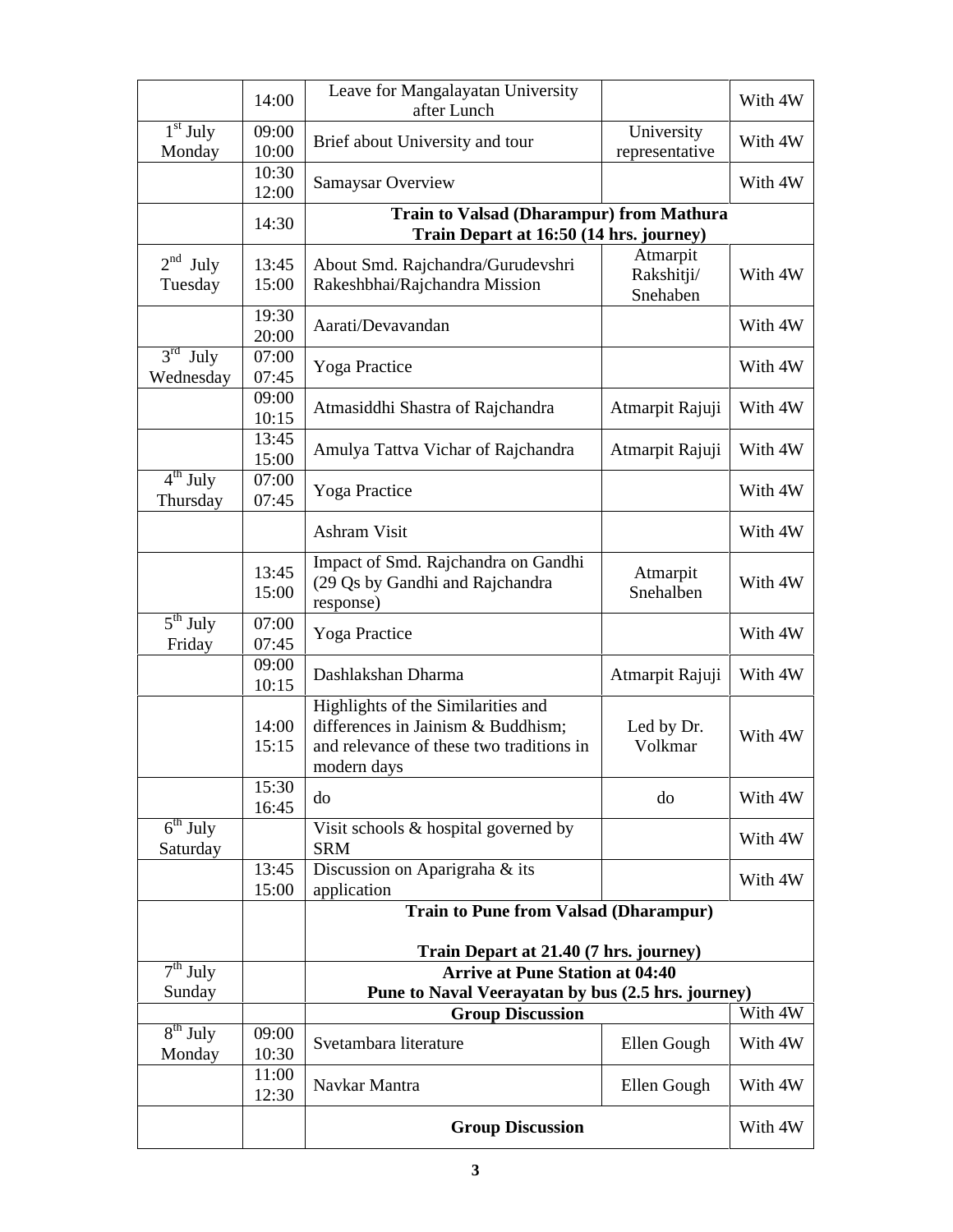| | | | | |
|---|---|---|---|---|
| | 14:00 | Leave for Mangalayatan University after Lunch | | With 4W |
| 1st July Monday | 09:00 10:00 | Brief about University and tour | University representative | With 4W |
| | 10:30 12:00 | Samaysar Overview | | With 4W |
| | 14:30 | **Train to Valsad (Dharampur) from Mathura Train Depart at 16:50 (14 hrs. journey)** | | |
| 2nd July Tuesday | 13:45 15:00 | About Smd. Rajchandra/Gurudevshri Rakeshbhai/Rajchandra Mission | Atmarpit Rakshitji/ Snehaben | With 4W |
| | 19:30 20:00 | Aarati/Devavandan | | With 4W |
| 3rd July Wednesday | 07:00 07:45 | Yoga Practice | | With 4W |
| | 09:00 10:15 | Atmasiddhi Shastra of Rajchandra | Atmarpit Rajuji | With 4W |
| | 13:45 15:00 | Amulya Tattva Vichar of Rajchandra | Atmarpit Rajuji | With 4W |
| 4th July Thursday | 07:00 07:45 | Yoga Practice | | With 4W |
| | | Ashram Visit | | With 4W |
| | 13:45 15:00 | Impact of Smd. Rajchandra on Gandhi (29 Qs by Gandhi and Rajchandra response) | Atmarpit Snehalben | With 4W |
| 5th July Friday | 07:00 07:45 | Yoga Practice | | With 4W |
| | 09:00 10:15 | Dashlakshan Dharma | Atmarpit Rajuji | With 4W |
| | 14:00 15:15 | Highlights of the Similarities and differences in Jainism & Buddhism; and relevance of these two traditions in modern days | Led by Dr. Volkmar | With 4W |
| | 15:30 16:45 | do | do | With 4W |
| 6th July Saturday | | Visit schools & hospital governed by SRM | | With 4W |
| | 13:45 15:00 | Discussion on Aparigraha & its application | | With 4W |
| | | **Train to Pune from Valsad (Dharampur)** **Train Depart at 21.40 (7 hrs. journey)** | | |
| 7th July Sunday | | **Arrive at Pune Station at 04:40 Pune to Naval Veerayatan by bus (2.5 hrs. journey)** | | |
| | | **Group Discussion** | | With 4W |
| 8th July Monday | 09:00 10:30 | Svetambara literature | Ellen Gough | With 4W |
| | 11:00 12:30 | Navkar Mantra | Ellen Gough | With 4W |
| | | **Group Discussion** | | With 4W |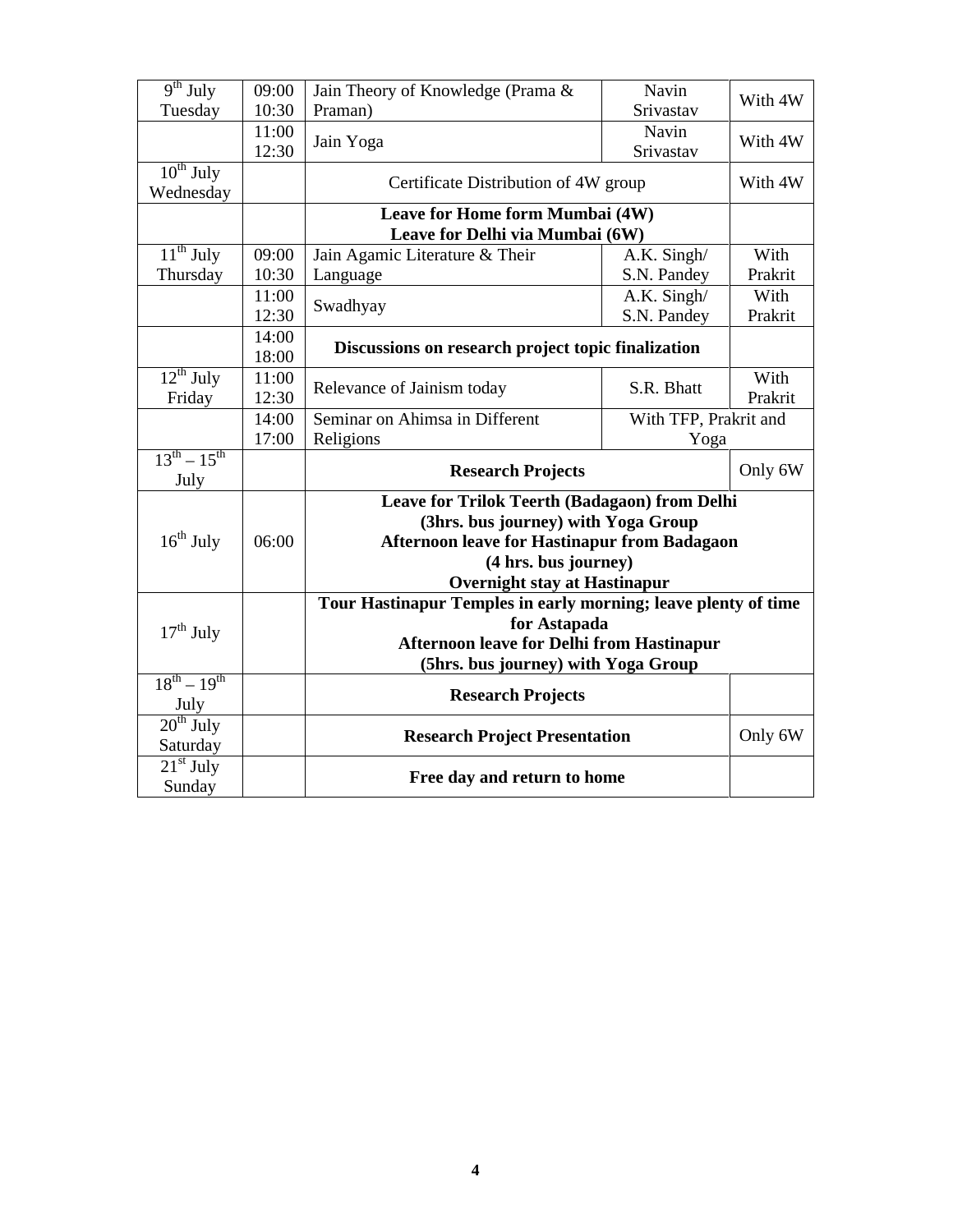| | | | | |
|---|---|---|---|---|
| 9th July Tuesday | 09:00 10:30 | Jain Theory of Knowledge (Prama & Praman) | Navin Srivastav | With 4W |
| | 11:00 12:30 | Jain Yoga | Navin Srivastav | With 4W |
| 10th July Wednesday | | Certificate Distribution of 4W group | | With 4W |
| | | **Leave for Home form Mumbai (4W)** **Leave for Delhi via Mumbai (6W)** | | |
| 11th July Thursday | 09:00 10:30 | Jain Agamic Literature & Their Language | A.K. Singh/ S.N. Pandey | With Prakrit |
| | 11:00 12:30 | Swadhyay | A.K. Singh/ S.N. Pandey | With Prakrit |
| | 14:00 18:00 | **Discussions on research project topic finalization** | | |
| 12th July Friday | 11:00 12:30 | Relevance of Jainism today | S.R. Bhatt | With Prakrit |
| | 14:00 17:00 | Seminar on Ahimsa in Different Religions | With TFP, Prakrit and Yoga | |
| 13th – 15th July | | **Research Projects** | | Only 6W |
| 16th July | 06:00 | **Leave for Trilok Teerth (Badagaon) from Delhi (3hrs. bus journey) with Yoga Group** **Afternoon leave for Hastinapur from Badagaon (4 hrs. bus journey)** **Overnight stay at Hastinapur** | | |
| 17th July | | **Tour Hastinapur Temples in early morning; leave plenty of time for Astapada** **Afternoon leave for Delhi from Hastinapur (5hrs. bus journey) with Yoga Group** | | |
| 18th – 19th July | | **Research Projects** | | |
| 20th July Saturday | | **Research Project Presentation** | | Only 6W |
| 21st July Sunday | | **Free day and return to home** | | |